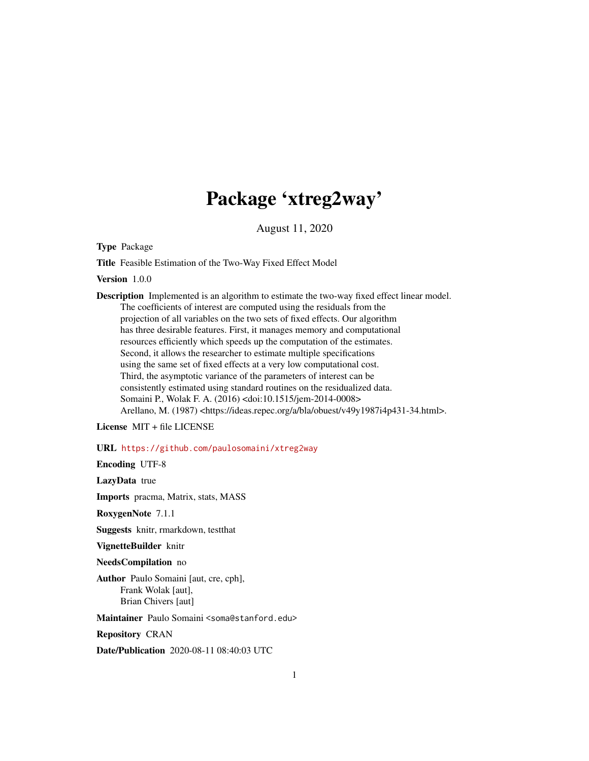# Package 'xtreg2way'

August 11, 2020

**Type** Package

**Title** Feasible Estimation of the Two-Way Fixed Effect Model

**Version** 1.0.0

**Description** Implemented is an algorithm to estimate the two-way fixed effect linear model. The coefficients of interest are computed using the residuals from the projection of all variables on the two sets of fixed effects. Our algorithm has three desirable features. First, it manages memory and computational resources efficiently which speeds up the computation of the estimates. Second, it allows the researcher to estimate multiple specifications using the same set of fixed effects at a very low computational cost. Third, the asymptotic variance of the parameters of interest can be consistently estimated using standard routines on the residualized data. Somaini P., Wolak F. A. (2016) <doi:10.1515/jem-2014-0008> Arellano, M. (1987) <https://ideas.repec.org/a/bla/obuest/v49y1987i4p431-34.html>.

**License** MIT + file LICENSE

**URL** https://github.com/paulosomaini/xtreg2way

**Encoding** UTF-8

**LazyData** true

**Imports** pracma, Matrix, stats, MASS

**RoxygenNote** 7.1.1

**Suggests** knitr, rmarkdown, testthat

**VignetteBuilder** knitr

**NeedsCompilation** no

**Author** Paulo Somaini [aut, cre, cph], Frank Wolak [aut], Brian Chivers [aut]

**Maintainer** Paulo Somaini <soma@stanford.edu>

**Repository** CRAN

**Date/Publication** 2020-08-11 08:40:03 UTC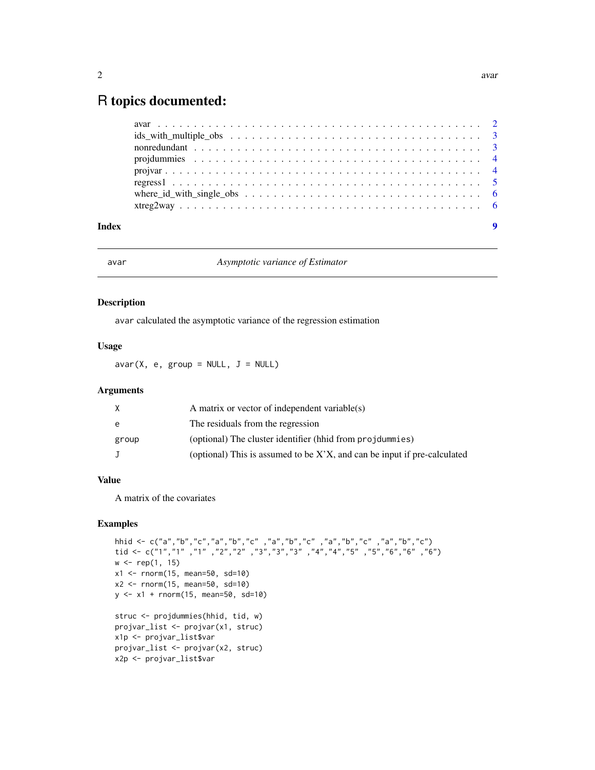# R topics documented:

| | |
|---|---|
| avar | 2 |
| ids_with_multiple_obs | 3 |
| nonredundant | 3 |
| projdummies | 4 |
| projvar | 4 |
| regress1 | 5 |
| where_id_with_single_obs | 6 |
| xtreg2way | 6 |
| **Index** | **9** |

---

`avar` — *Asymptotic variance of Estimator*

---

## Description

`avar` calculated the asymptotic variance of the regression estimation

## Usage

```
avar(X, e, group = NULL, J = NULL)
```

## Arguments

| | |
|---|---|
| `X` | A matrix or vector of independent variable(s) |
| `e` | The residuals from the regression |
| `group` | (optional) The cluster identifier (hhid from `projdummies`) |
| `J` | (optional) This is assumed to be X'X, and can be input if pre-calculated |

## Value

A matrix of the covariates

## Examples

```
hhid <- c("a","b","c","a","b","c" ,"a","b","c" ,"a","b","c" ,"a","b","c")
tid <- c("1","1" ,"1" ,"2","2" ,"3","3","3" ,"4","4","5" ,"5","6","6" ,"6")
w <- rep(1, 15)
x1 <- rnorm(15, mean=50, sd=10)
x2 <- rnorm(15, mean=50, sd=10)
y <- x1 + rnorm(15, mean=50, sd=10)

struc <- projdummies(hhid, tid, w)
projvar_list <- projvar(x1, struc)
x1p <- projvar_list$var
projvar_list <- projvar(x2, struc)
x2p <- projvar_list$var
```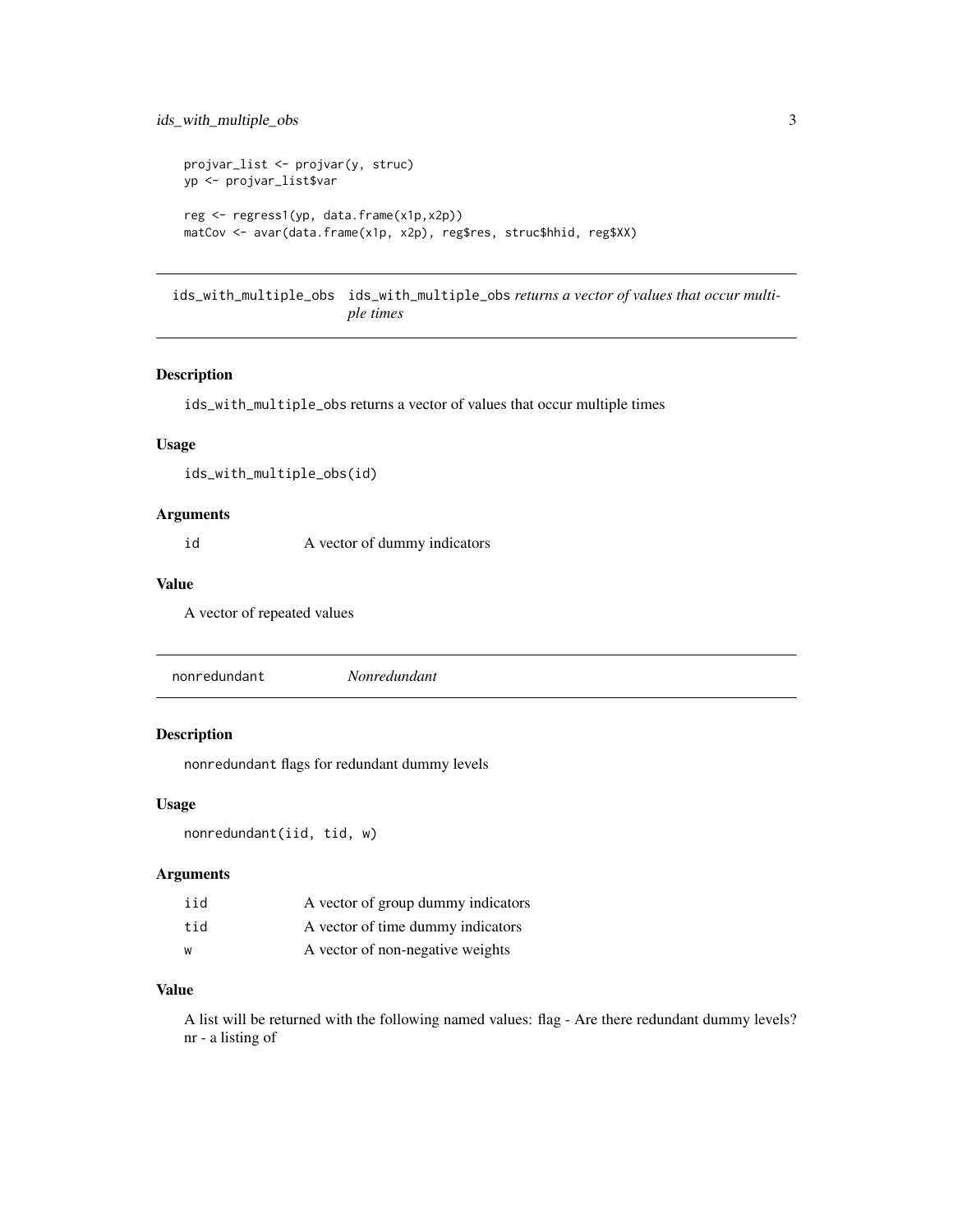```
projvar_list <- projvar(y, struc)
yp <- projvar_list$var

reg <- regress1(yp, data.frame(x1p,x2p))
matCov <- avar(data.frame(x1p, x2p), reg$res, struc$hhid, reg$XX)
```

## ids_with_multiple_obs

`ids_with_multiple_obs` *ids_with_multiple_obs returns a vector of values that occur multiple times*

### Description

ids_with_multiple_obs returns a vector of values that occur multiple times

### Usage

```
ids_with_multiple_obs(id)
```

### Arguments

| | |
|---|---|
| id | A vector of dummy indicators |

### Value

A vector of repeated values

## nonredundant

`nonredundant` *Nonredundant*

### Description

nonredundant flags for redundant dummy levels

### Usage

```
nonredundant(iid, tid, w)
```

### Arguments

| | |
|---|---|
| iid | A vector of group dummy indicators |
| tid | A vector of time dummy indicators |
| w | A vector of non-negative weights |

### Value

A list will be returned with the following named values: flag - Are there redundant dummy levels? nr - a listing of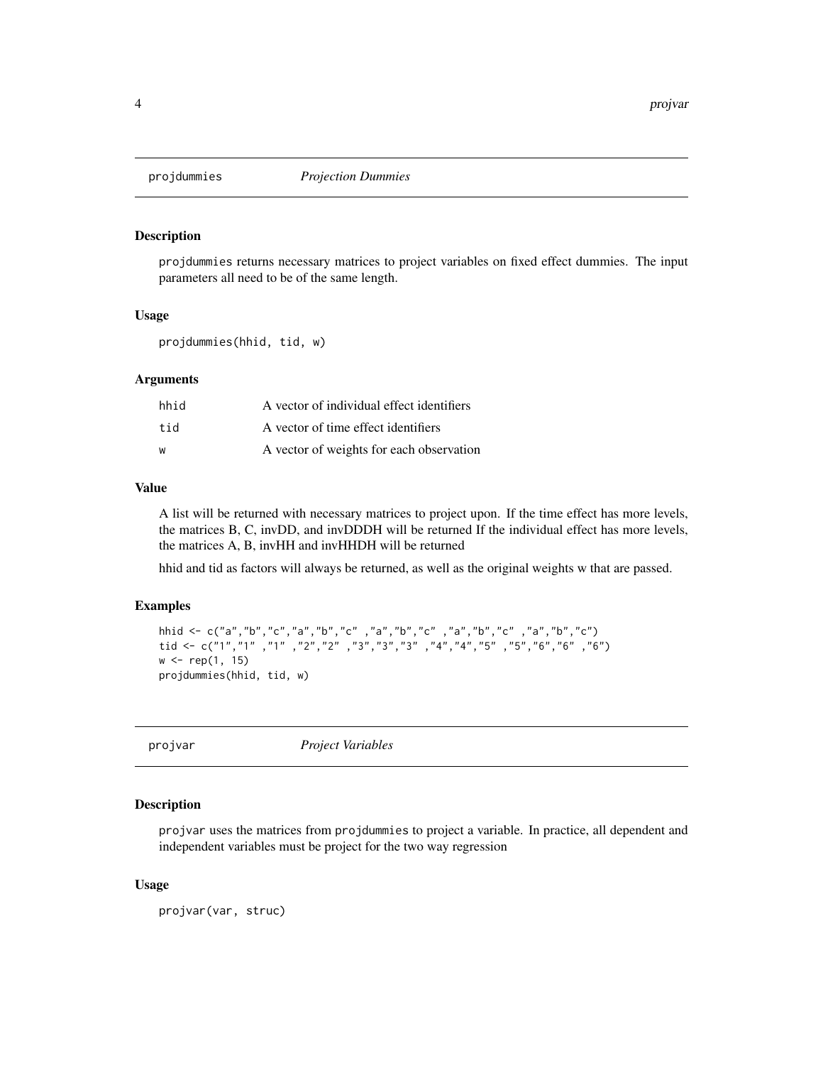## projdummies *Projection Dummies*

### Description

projdummies returns necessary matrices to project variables on fixed effect dummies. The input parameters all need to be of the same length.

### Usage

```
projdummies(hhid, tid, w)
```

### Arguments

| | |
|---|---|
| hhid | A vector of individual effect identifiers |
| tid | A vector of time effect identifiers |
| w | A vector of weights for each observation |

### Value

A list will be returned with necessary matrices to project upon. If the time effect has more levels, the matrices B, C, invDD, and invDDDH will be returned If the individual effect has more levels, the matrices A, B, invHH and invHHDH will be returned

hhid and tid as factors will always be returned, as well as the original weights w that are passed.

### Examples

```
hhid <- c("a","b","c","a","b","c" ,"a","b","c" ,"a","b","c" ,"a","b","c")
tid <- c("1","1" ,"1" ,"2","2" ,"3","3","3" ,"4","4","5" ,"5","6","6" ,"6")
w <- rep(1, 15)
projdummies(hhid, tid, w)
```

## projvar *Project Variables*

### Description

projvar uses the matrices from projdummies to project a variable. In practice, all dependent and independent variables must be project for the two way regression

### Usage

```
projvar(var, struc)
```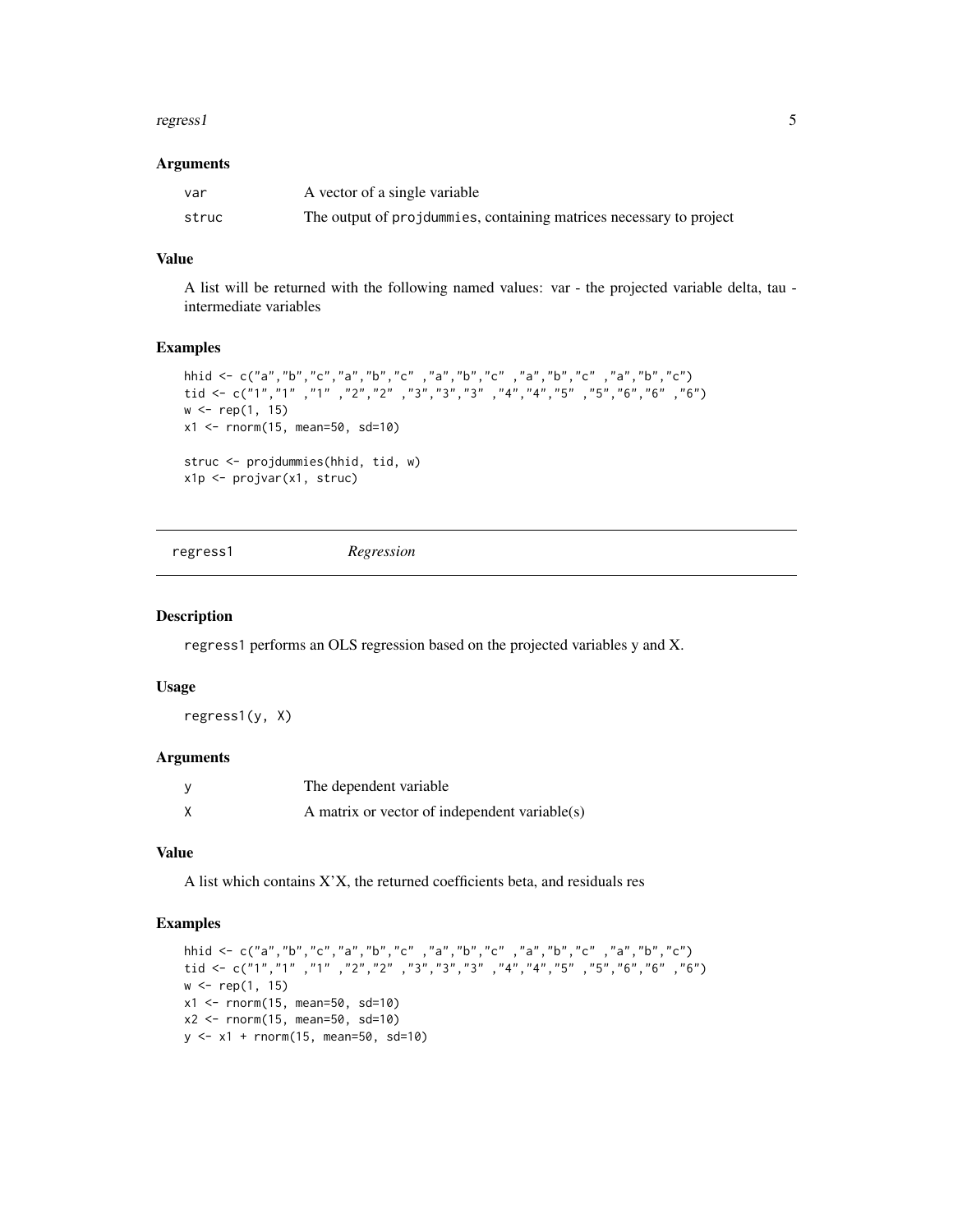### Arguments

| | |
|---|---|
| var | A vector of a single variable |
| struc | The output of projdummies, containing matrices necessary to project |

### Value

A list will be returned with the following named values: var - the projected variable delta, tau - intermediate variables

### Examples

```
hhid <- c("a","b","c","a","b","c" ,"a","b","c" ,"a","b","c" ,"a","b","c")
tid <- c("1","1" ,"1" ,"2","2" ,"3","3","3" ,"4","4","5" ,"5","6","6" ,"6")
w <- rep(1, 15)
x1 <- rnorm(15, mean=50, sd=10)

struc <- projdummies(hhid, tid, w)
x1p <- projvar(x1, struc)
```

---

## regress1 *Regression*

### Description

regress1 performs an OLS regression based on the projected variables y and X.

### Usage

```
regress1(y, X)
```

### Arguments

| | |
|---|---|
| y | The dependent variable |
| X | A matrix or vector of independent variable(s) |

### Value

A list which contains X'X, the returned coefficients beta, and residuals res

### Examples

```
hhid <- c("a","b","c","a","b","c" ,"a","b","c" ,"a","b","c" ,"a","b","c")
tid <- c("1","1" ,"1" ,"2","2" ,"3","3","3" ,"4","4","5" ,"5","6","6" ,"6")
w <- rep(1, 15)
x1 <- rnorm(15, mean=50, sd=10)
x2 <- rnorm(15, mean=50, sd=10)
y <- x1 + rnorm(15, mean=50, sd=10)
```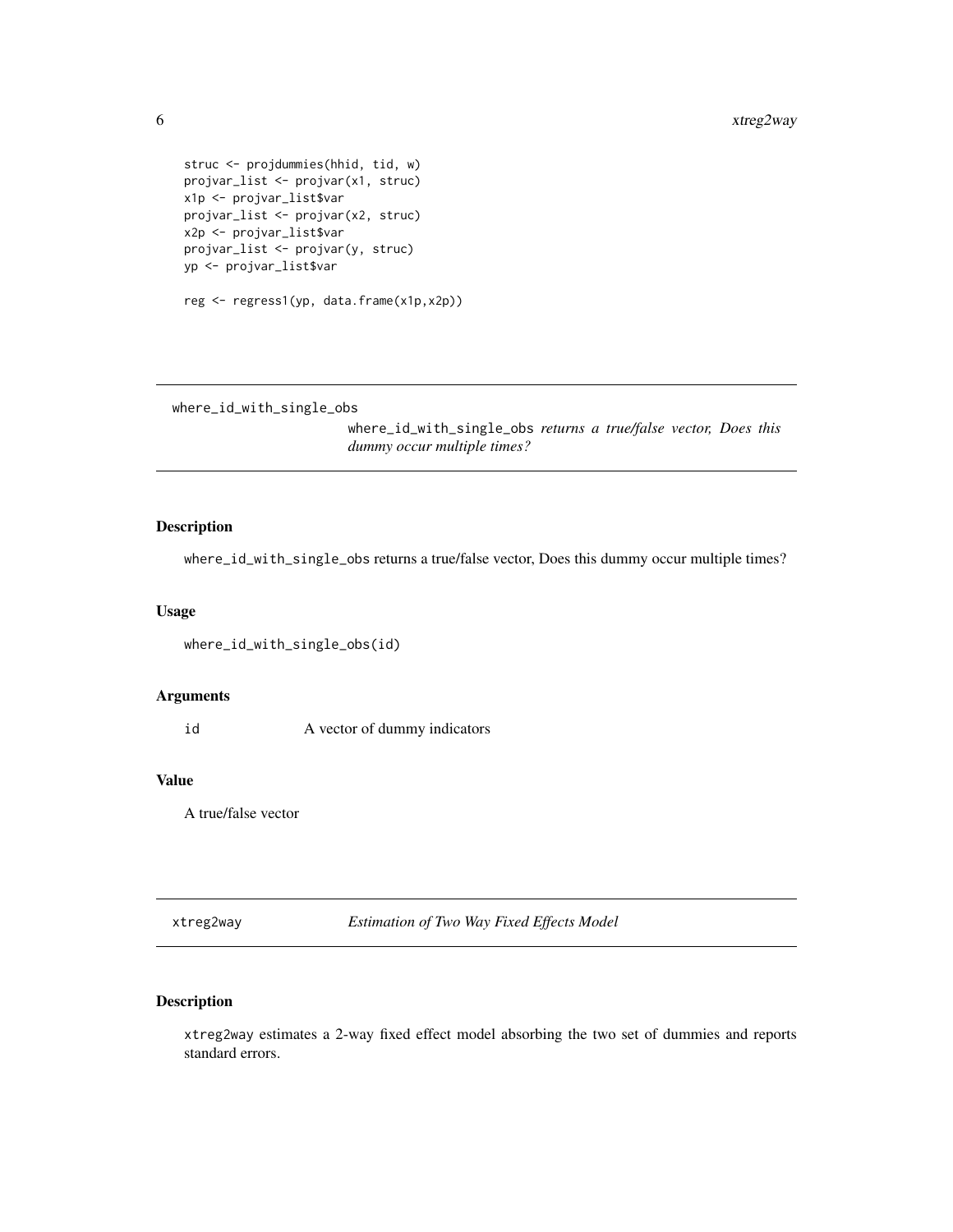```
struc <- projdummies(hhid, tid, w)
projvar_list <- projvar(x1, struc)
x1p <- projvar_list$var
projvar_list <- projvar(x2, struc)
x2p <- projvar_list$var
projvar_list <- projvar(y, struc)
yp <- projvar_list$var

reg <- regress1(yp, data.frame(x1p,x2p))
```

---

## where_id_with_single_obs

*where_id_with_single_obs returns a true/false vector, Does this dummy occur multiple times?*

### Description

where_id_with_single_obs returns a true/false vector, Does this dummy occur multiple times?

### Usage

```
where_id_with_single_obs(id)
```

### Arguments

| | |
|---|---|
| id | A vector of dummy indicators |

### Value

A true/false vector

---

## xtreg2way

*Estimation of Two Way Fixed Effects Model*

### Description

xtreg2way estimates a 2-way fixed effect model absorbing the two set of dummies and reports standard errors.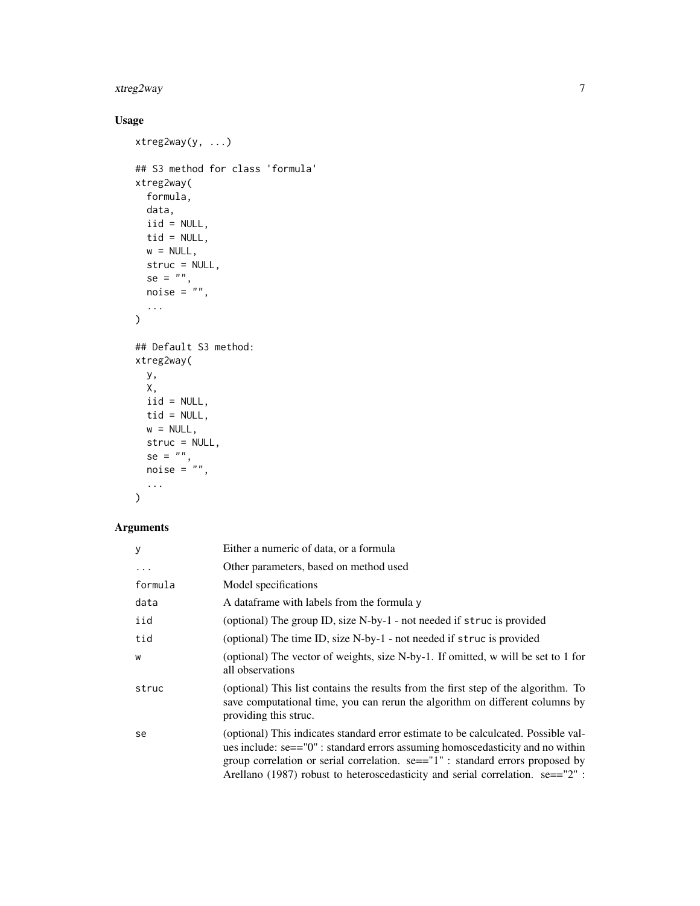## Usage

```
xtreg2way(y, ...)

## S3 method for class 'formula'
xtreg2way(
  formula,
  data,
  iid = NULL,
  tid = NULL,
  w = NULL,
  struc = NULL,
  se = "",
  noise = "",
  ...
)

## Default S3 method:
xtreg2way(
  y,
  X,
  iid = NULL,
  tid = NULL,
  w = NULL,
  struc = NULL,
  se = "",
  noise = "",
  ...
)
```

## Arguments

| | |
|---|---|
| `y` | Either a numeric of data, or a formula |
| `...` | Other parameters, based on method used |
| `formula` | Model specifications |
| `data` | A dataframe with labels from the formula y |
| `iid` | (optional) The group ID, size N-by-1 - not needed if `struc` is provided |
| `tid` | (optional) The time ID, size N-by-1 - not needed if `struc` is provided |
| `w` | (optional) The vector of weights, size N-by-1. If omitted, w will be set to 1 for all observations |
| `struc` | (optional) This list contains the results from the first step of the algorithm. To save computational time, you can rerun the algorithm on different columns by providing this struc. |
| `se` | (optional) This indicates standard error estimate to be calculcated. Possible values include: se=="0" : standard errors assuming homoscedasticity and no within group correlation or serial correlation. se=="1" : standard errors proposed by Arellano (1987) robust to heteroscedasticity and serial correlation. se=="2" : |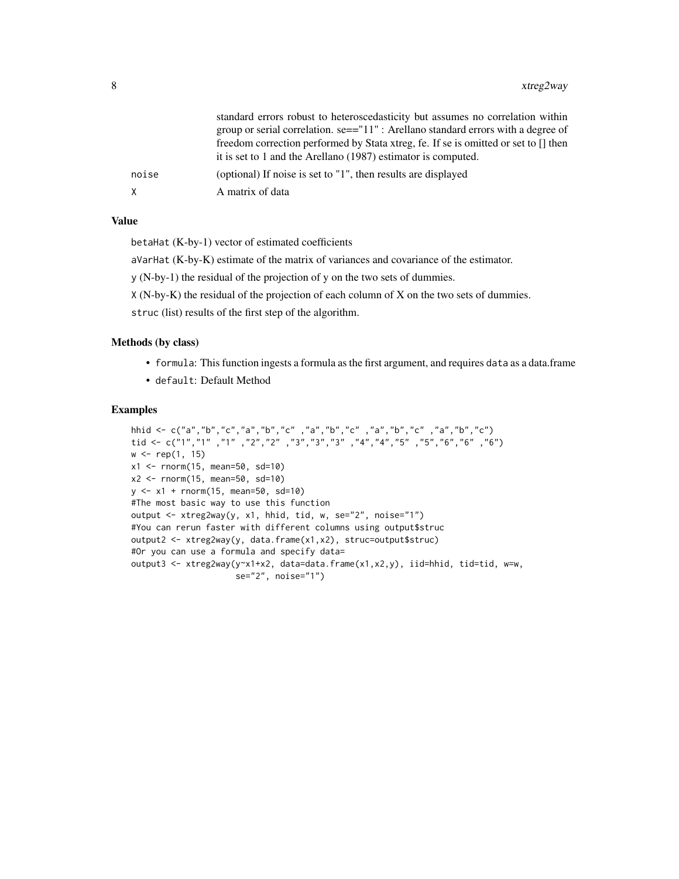| | |
|---|---|
| | standard errors robust to heteroscedasticity but assumes no correlation within group or serial correlation. se=="11" : Arellano standard errors with a degree of freedom correction performed by Stata xtreg, fe. If se is omitted or set to [] then it is set to 1 and the Arellano (1987) estimator is computed. |
| noise | (optional) If noise is set to "1", then results are displayed |
| X | A matrix of data |

## Value

betaHat (K-by-1) vector of estimated coefficients

aVarHat (K-by-K) estimate of the matrix of variances and covariance of the estimator.

y (N-by-1) the residual of the projection of y on the two sets of dummies.

X (N-by-K) the residual of the projection of each column of X on the two sets of dummies.

struc (list) results of the first step of the algorithm.

## Methods (by class)

- formula: This function ingests a formula as the first argument, and requires data as a data.frame
- default: Default Method

## Examples

```
hhid <- c("a","b","c","a","b","c" ,"a","b","c" ,"a","b","c" ,"a","b","c")
tid <- c("1","1" ,"1" ,"2","2" ,"3","3","3" ,"4","4","5" ,"5","6","6" ,"6")
w <- rep(1, 15)
x1 <- rnorm(15, mean=50, sd=10)
x2 <- rnorm(15, mean=50, sd=10)
y <- x1 + rnorm(15, mean=50, sd=10)
#The most basic way to use this function
output <- xtreg2way(y, x1, hhid, tid, w, se="2", noise="1")
#You can rerun faster with different columns using output$struc
output2 <- xtreg2way(y, data.frame(x1,x2), struc=output$struc)
#Or you can use a formula and specify data=
output3 <- xtreg2way(y~x1+x2, data=data.frame(x1,x2,y), iid=hhid, tid=tid, w=w,
                    se="2", noise="1")
```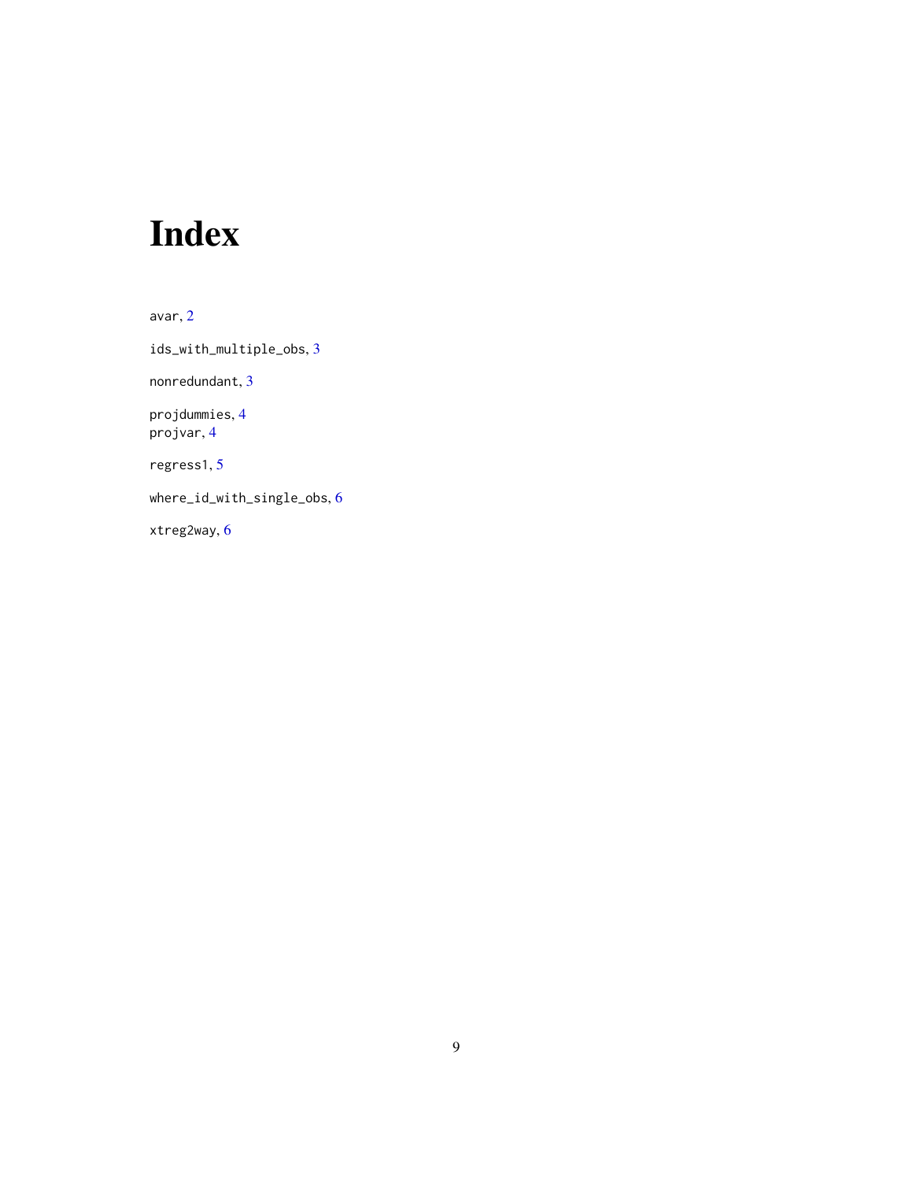# Index

avar, 2

ids_with_multiple_obs, 3

nonredundant, 3

projdummies, 4
projvar, 4

regress1, 5

where_id_with_single_obs, 6

xtreg2way, 6